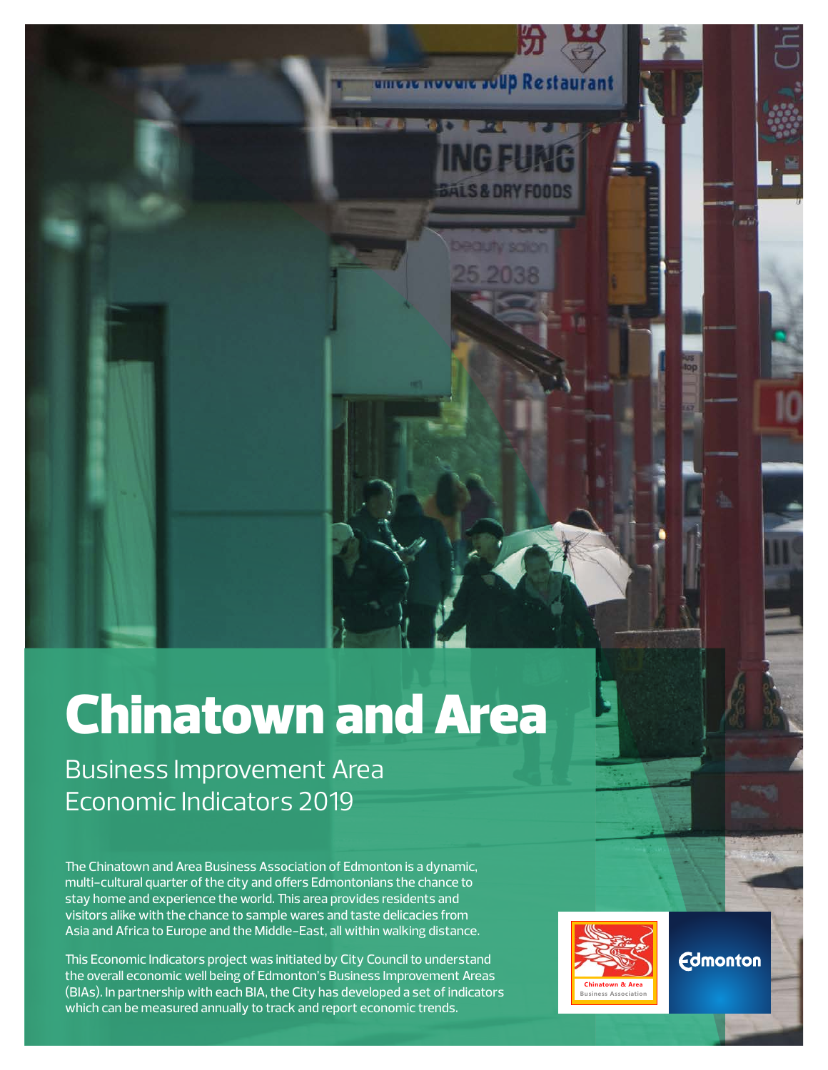# Chinatown and Area

## Business Improvement Area Economic Indicators 2019

The Chinatown and Area Business Association of Edmonton is a dynamic, multi-cultural quarter of the city and offers Edmontonians the chance to stay home and experience the world. This area provides residents and visitors alike with the chance to sample wares and taste delicacies from Asia and Africa to Europe and the Middle-East, all within walking distance.

This Economic Indicators project was initiated by City Council to understand the overall economic well being of Edmonton's Business Improvement Areas (BIAs). In partnership with each BIA, the City has developed a set of indicators which can be measured annually to track and report economic trends.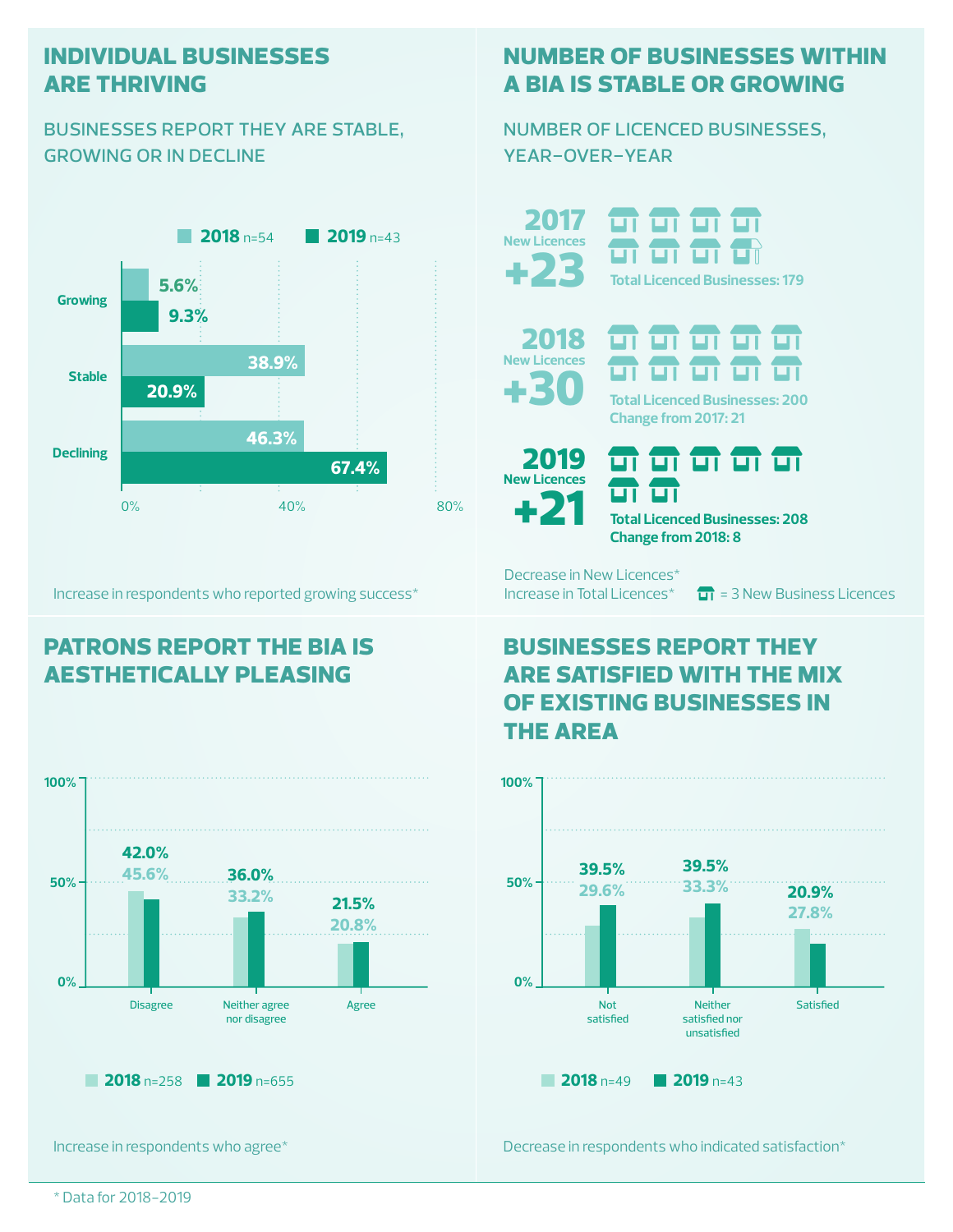## INDIVIDUAL BUSINESSES ARE THRIVING

BUSINESSES REPORT THEY ARE STABLE, GROWING OR IN DECLINE

| | 2018 n=54 | 2019 n=43 |
|---|---|---|
| Growing | 5.6% | 9.3% |
| Stable | 38.9% | 20.9% |
| Declining | 46.3% | 67.4% |

Increase in respondents who reported growing success*

## NUMBER OF BUSINESSES WITHIN A BIA IS STABLE OR GROWING

NUMBER OF LICENCED BUSINESSES, YEAR-OVER-YEAR

**2017** New Licences **+23**
Total Licenced Businesses: 179

**2018** New Licences **+30**
Total Licenced Businesses: 200
Change from 2017: 21

**2019** New Licences **+21**
Total Licenced Businesses: 208
Change from 2018: 8

Decrease in New Licences*
Increase in Total Licences*

= 3 New Business Licences

## PATRONS REPORT THE BIA IS AESTHETICALLY PLEASING

| | 2018 n=258 | 2019 n=655 |
|---|---|---|
| Disagree | 45.6% | 42.0% |
| Neither agree nor disagree | 33.2% | 36.0% |
| Agree | 20.8% | 21.5% |

Increase in respondents who agree*

## BUSINESSES REPORT THEY ARE SATISFIED WITH THE MIX OF EXISTING BUSINESSES IN THE AREA

| | 2018 n=49 | 2019 n=43 |
|---|---|---|
| Not satisfied | 29.6% | 39.5% |
| Neither satisfied nor unsatisfied | 33.3% | 39.5% |
| Satisfied | 27.8% | 20.9% |

Decrease in respondents who indicated satisfaction*

* Data for 2018–2019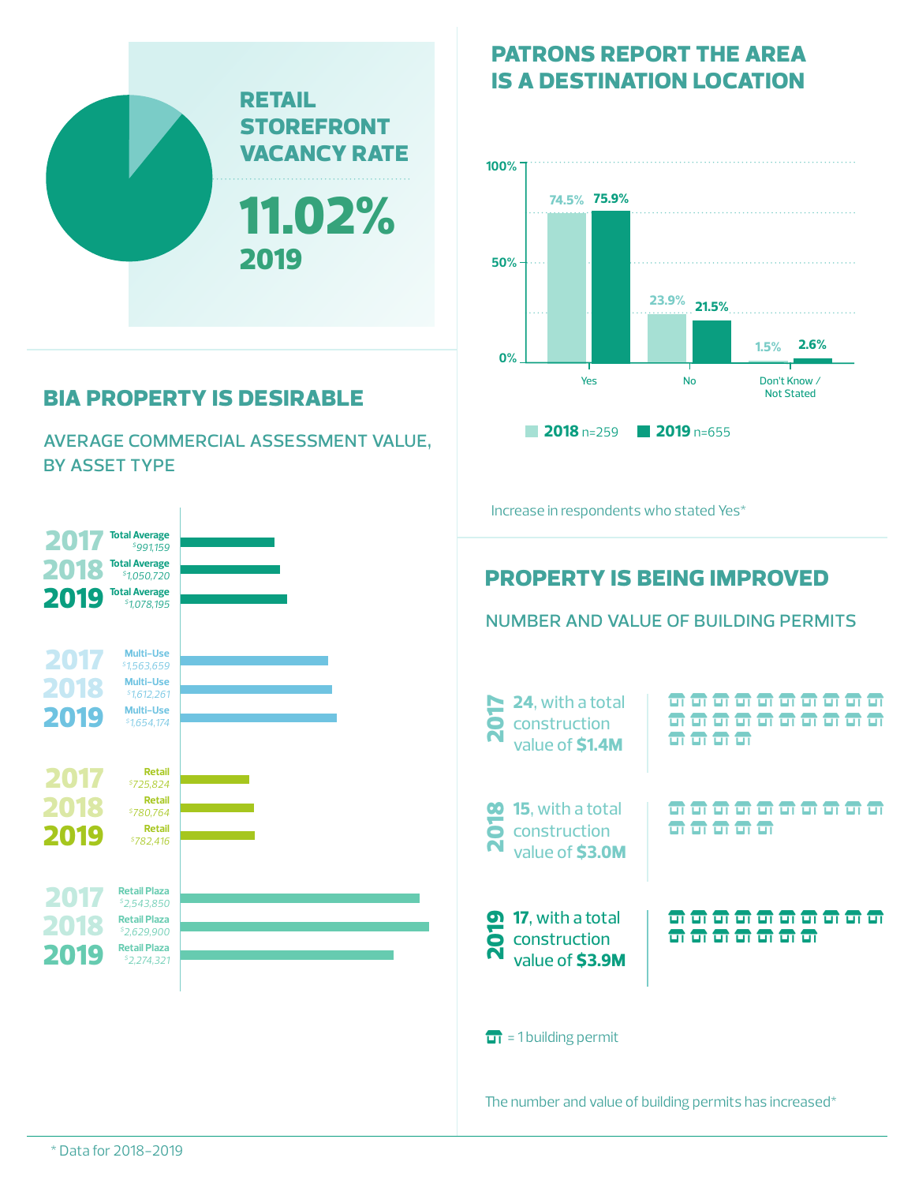## RETAIL STOREFRONT VACANCY RATE

**11.02%**

**2019**

## PATRONS REPORT THE AREA IS A DESTINATION LOCATION

| | 2018 n=259 | 2019 n=655 |
|---|---|---|
| Yes | 74.5% | 75.9% |
| No | 23.9% | 21.5% |
| Don't Know / Not Stated | 1.5% | 2.6% |

Increase in respondents who stated Yes*

## BIA PROPERTY IS DESIRABLE

### AVERAGE COMMERCIAL ASSESSMENT VALUE, BY ASSET TYPE

| Asset Type | 2017 | 2018 | 2019 |
|---|---|---|---|
| Total Average | $991,159 | $1,050,720 | $1,078,195 |
| Multi-Use | $1,563,659 | $1,612,261 | $1,654,174 |
| Retail | $725,824 | $780,764 | $782,416 |
| Retail Plaza | $2,543,850 | $2,629,900 | $2,274,321 |

## PROPERTY IS BEING IMPROVED

### NUMBER AND VALUE OF BUILDING PERMITS

**2017** — **24**, with a total construction value of **$1.4M**

**2018** — **15**, with a total construction value of **$3.0M**

**2019** — **17**, with a total construction value of **$3.9M**

= 1 building permit

The number and value of building permits has increased*

\* Data for 2018–2019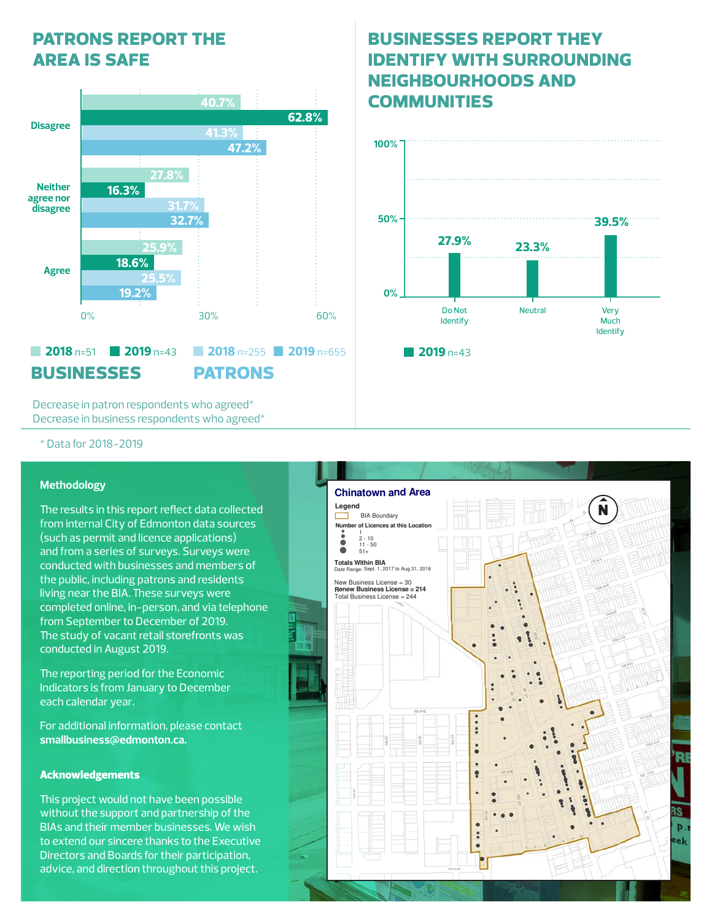## PATRONS REPORT THE AREA IS SAFE

Disagree
40.7%
62.8%
41.3%
47.2%

Neither agree nor disagree
27.8%
16.3%
31.7%
32.7%

Agree
25.9%
18.6%
25.5%
19.2%

0%
30%
60%

2018 n=51 | 2019 n=43 — BUSINESSES

2018 n=255 | 2019 n=655 — PATRONS

Decrease in patron respondents who agreed*
Decrease in business respondents who agreed*

## BUSINESSES REPORT THEY IDENTIFY WITH SURROUNDING NEIGHBOURHOODS AND COMMUNITIES

100%
50%
0%

27.9% Do Not Identify
23.3% Neutral
39.5% Very Much Identify

2019 n=43

\* Data for 2018-2019

### Methodology

The results in this report reflect data collected from internal City of Edmonton data sources (such as permit and licence applications) and from a series of surveys. Surveys were conducted with businesses and members of the public, including patrons and residents living near the BIA. These surveys were completed online, in-person, and via telephone from September to December of 2019. The study of vacant retail storefronts was conducted in August 2019.

The reporting period for the Economic Indicators is from January to December each calendar year.

For additional information, please contact **smallbusiness@edmonton.ca.**

### Acknowledgements

This project would not have been possible without the support and partnership of the BIAs and their member businesses. We wish to extend our sincere thanks to the Executive Directors and Boards for their participation, advice, and direction throughout this project.

**Chinatown and Area**

Legend
BIA Boundary
Number of Licences at this Location
1
2 - 10
11 - 50
51+

Totals Within BIA
Date Range: Sept. 1, 2017 to Aug.31, 2018

New Business License = 30
Renew Business License = 214
Total Business License = 244